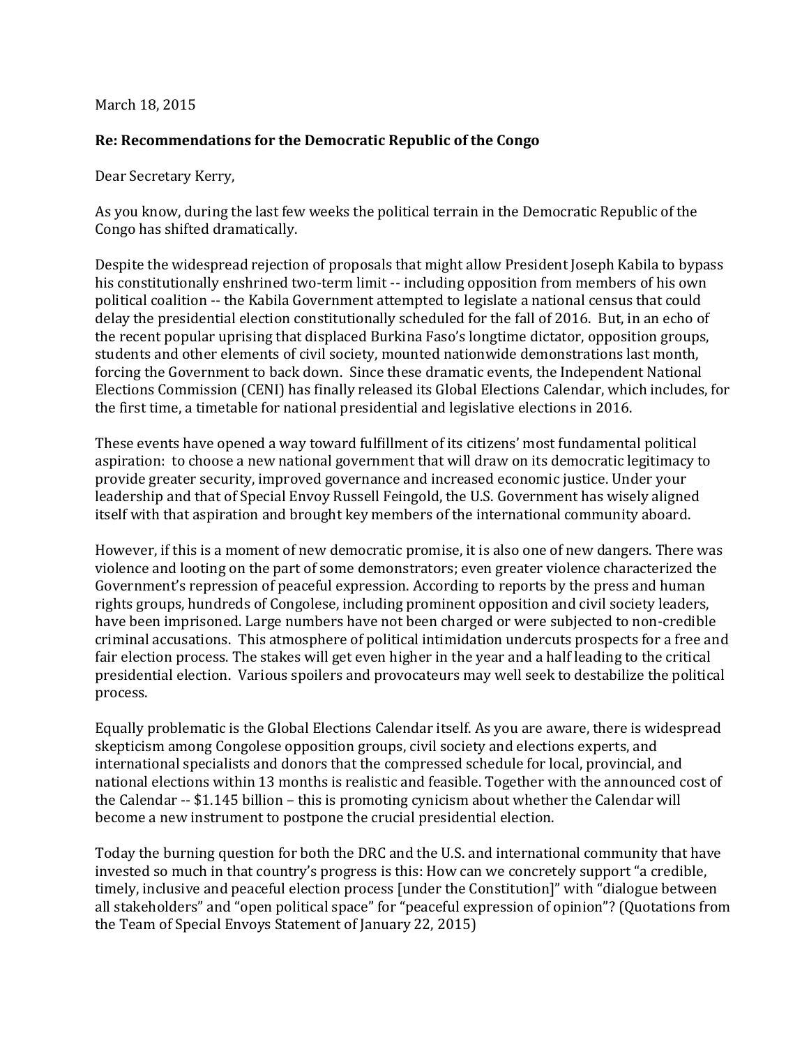March 18, 2015

**Re: Recommendations for the Democratic Republic of the Congo**

Dear Secretary Kerry,

As you know, during the last few weeks the political terrain in the Democratic Republic of the Congo has shifted dramatically.

Despite the widespread rejection of proposals that might allow President Joseph Kabila to bypass his constitutionally enshrined two-term limit -- including opposition from members of his own political coalition -- the Kabila Government attempted to legislate a national census that could delay the presidential election constitutionally scheduled for the fall of 2016. But, in an echo of the recent popular uprising that displaced Burkina Faso's longtime dictator, opposition groups, students and other elements of civil society, mounted nationwide demonstrations last month, forcing the Government to back down. Since these dramatic events, the Independent National Elections Commission (CENI) has finally released its Global Elections Calendar, which includes, for the first time, a timetable for national presidential and legislative elections in 2016.

These events have opened a way toward fulfillment of its citizens' most fundamental political aspiration: to choose a new national government that will draw on its democratic legitimacy to provide greater security, improved governance and increased economic justice. Under your leadership and that of Special Envoy Russell Feingold, the U.S. Government has wisely aligned itself with that aspiration and brought key members of the international community aboard.

However, if this is a moment of new democratic promise, it is also one of new dangers. There was violence and looting on the part of some demonstrators; even greater violence characterized the Government's repression of peaceful expression. According to reports by the press and human rights groups, hundreds of Congolese, including prominent opposition and civil society leaders, have been imprisoned. Large numbers have not been charged or were subjected to non-credible criminal accusations. This atmosphere of political intimidation undercuts prospects for a free and fair election process. The stakes will get even higher in the year and a half leading to the critical presidential election. Various spoilers and provocateurs may well seek to destabilize the political process.

Equally problematic is the Global Elections Calendar itself. As you are aware, there is widespread skepticism among Congolese opposition groups, civil society and elections experts, and international specialists and donors that the compressed schedule for local, provincial, and national elections within 13 months is realistic and feasible. Together with the announced cost of the Calendar -- $1.145 billion – this is promoting cynicism about whether the Calendar will become a new instrument to postpone the crucial presidential election.

Today the burning question for both the DRC and the U.S. and international community that have invested so much in that country's progress is this: How can we concretely support "a credible, timely, inclusive and peaceful election process [under the Constitution]" with "dialogue between all stakeholders" and "open political space" for "peaceful expression of opinion"? (Quotations from the Team of Special Envoys Statement of January 22, 2015)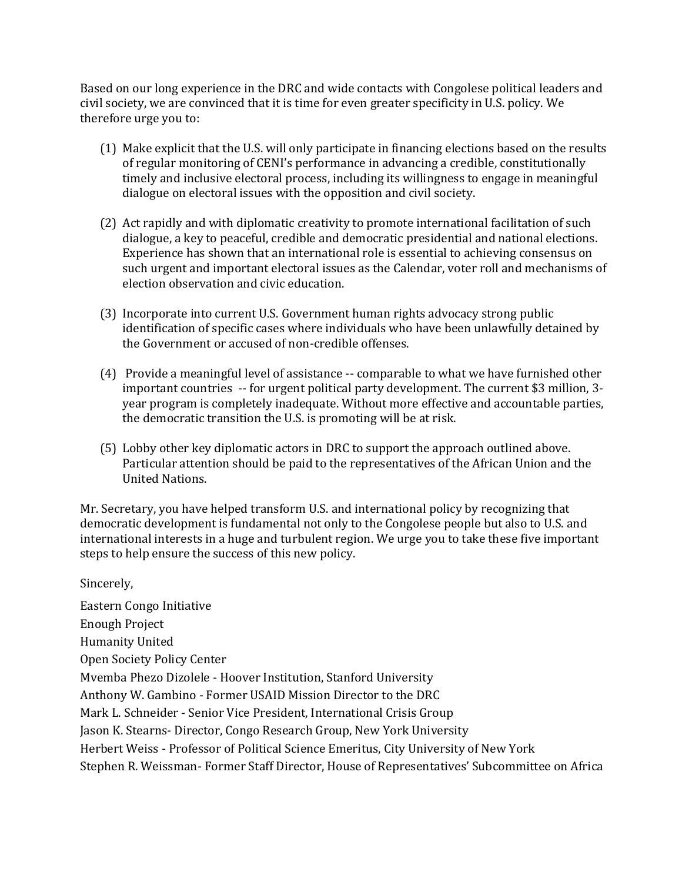Based on our long experience in the DRC and wide contacts with Congolese political leaders and civil society, we are convinced that it is time for even greater specificity in U.S. policy. We therefore urge you to:

(1) Make explicit that the U.S. will only participate in financing elections based on the results of regular monitoring of CENI's performance in advancing a credible, constitutionally timely and inclusive electoral process, including its willingness to engage in meaningful dialogue on electoral issues with the opposition and civil society.

(2) Act rapidly and with diplomatic creativity to promote international facilitation of such dialogue, a key to peaceful, credible and democratic presidential and national elections. Experience has shown that an international role is essential to achieving consensus on such urgent and important electoral issues as the Calendar, voter roll and mechanisms of election observation and civic education.

(3) Incorporate into current U.S. Government human rights advocacy strong public identification of specific cases where individuals who have been unlawfully detained by the Government or accused of non-credible offenses.

(4) Provide a meaningful level of assistance -- comparable to what we have furnished other important countries -- for urgent political party development. The current $3 million, 3-year program is completely inadequate. Without more effective and accountable parties, the democratic transition the U.S. is promoting will be at risk.

(5) Lobby other key diplomatic actors in DRC to support the approach outlined above. Particular attention should be paid to the representatives of the African Union and the United Nations.

Mr. Secretary, you have helped transform U.S. and international policy by recognizing that democratic development is fundamental not only to the Congolese people but also to U.S. and international interests in a huge and turbulent region. We urge you to take these five important steps to help ensure the success of this new policy.

Sincerely,

Eastern Congo Initiative  
Enough Project  
Humanity United  
Open Society Policy Center  
Mvemba Phezo Dizolele - Hoover Institution, Stanford University  
Anthony W. Gambino - Former USAID Mission Director to the DRC  
Mark L. Schneider - Senior Vice President, International Crisis Group  
Jason K. Stearns- Director, Congo Research Group, New York University  
Herbert Weiss - Professor of Political Science Emeritus, City University of New York  
Stephen R. Weissman- Former Staff Director, House of Representatives' Subcommittee on Africa